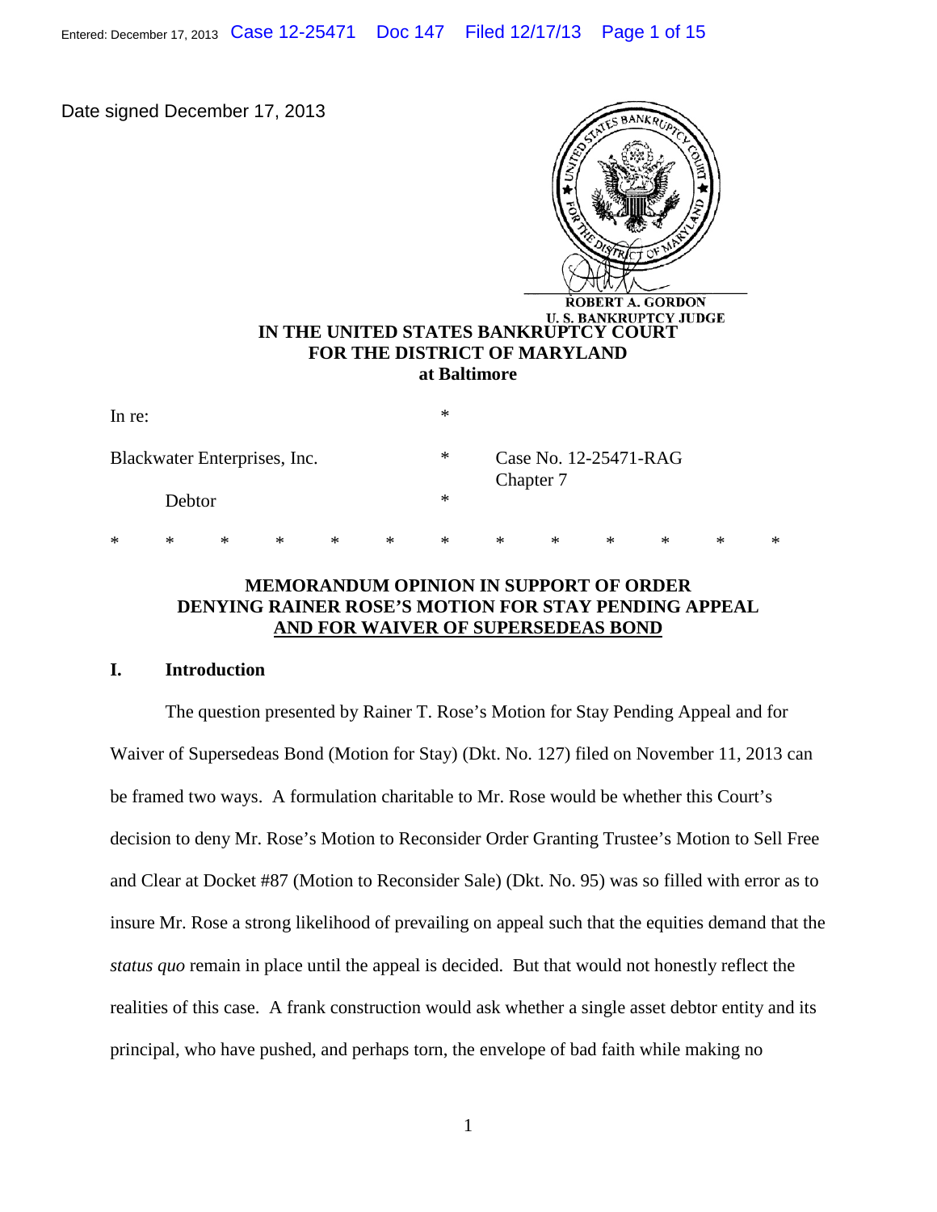Date signed December 17, 2013

ROBERT A. GORDON
U. S. BANKRUPTCY JUDGE

**IN THE UNITED STATES BANKRUPTCY COURT**
**FOR THE DISTRICT OF MARYLAND**
**at Baltimore**

| | | |
|---|---|---|
| In re: | * | |
| Blackwater Enterprises, Inc. | * | Case No. 12-25471-RAG<br>Chapter 7 |
| Debtor | * | |

\* \* \* \* \* \* \* \* \* \* \* \* \*

**MEMORANDUM OPINION IN SUPPORT OF ORDER DENYING RAINER ROSE'S MOTION FOR STAY PENDING APPEAL AND FOR WAIVER OF SUPERSEDEAS BOND**

## I. Introduction

The question presented by Rainer T. Rose's Motion for Stay Pending Appeal and for Waiver of Supersedeas Bond (Motion for Stay) (Dkt. No. 127) filed on November 11, 2013 can be framed two ways. A formulation charitable to Mr. Rose would be whether this Court's decision to deny Mr. Rose's Motion to Reconsider Order Granting Trustee's Motion to Sell Free and Clear at Docket #87 (Motion to Reconsider Sale) (Dkt. No. 95) was so filled with error as to insure Mr. Rose a strong likelihood of prevailing on appeal such that the equities demand that the *status quo* remain in place until the appeal is decided. But that would not honestly reflect the realities of this case. A frank construction would ask whether a single asset debtor entity and its principal, who have pushed, and perhaps torn, the envelope of bad faith while making no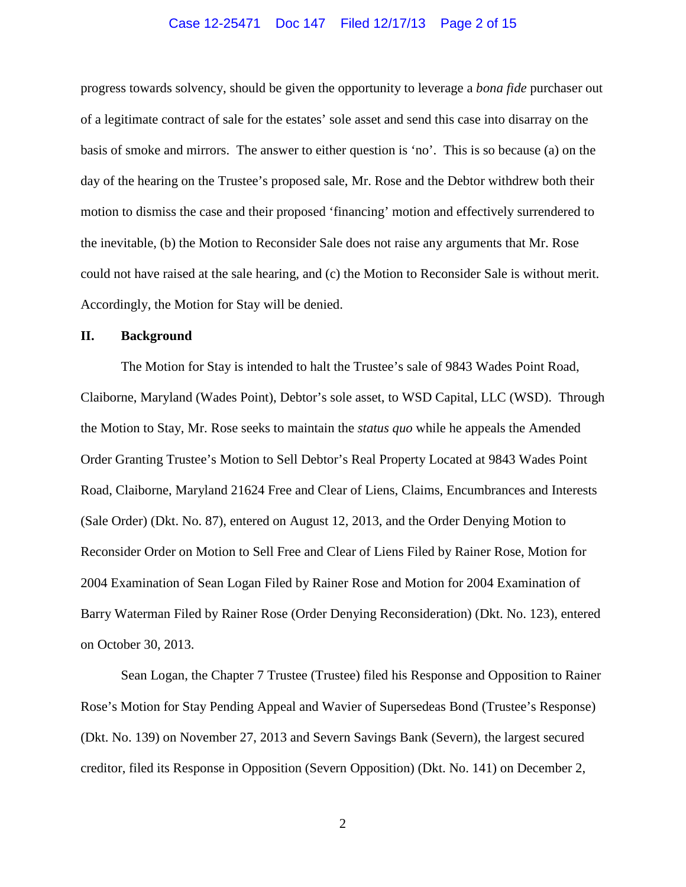progress towards solvency, should be given the opportunity to leverage a *bona fide* purchaser out of a legitimate contract of sale for the estates' sole asset and send this case into disarray on the basis of smoke and mirrors. The answer to either question is 'no'. This is so because (a) on the day of the hearing on the Trustee's proposed sale, Mr. Rose and the Debtor withdrew both their motion to dismiss the case and their proposed 'financing' motion and effectively surrendered to the inevitable, (b) the Motion to Reconsider Sale does not raise any arguments that Mr. Rose could not have raised at the sale hearing, and (c) the Motion to Reconsider Sale is without merit. Accordingly, the Motion for Stay will be denied.

## II. Background

The Motion for Stay is intended to halt the Trustee's sale of 9843 Wades Point Road, Claiborne, Maryland (Wades Point), Debtor's sole asset, to WSD Capital, LLC (WSD). Through the Motion to Stay, Mr. Rose seeks to maintain the *status quo* while he appeals the Amended Order Granting Trustee's Motion to Sell Debtor's Real Property Located at 9843 Wades Point Road, Claiborne, Maryland 21624 Free and Clear of Liens, Claims, Encumbrances and Interests (Sale Order) (Dkt. No. 87), entered on August 12, 2013, and the Order Denying Motion to Reconsider Order on Motion to Sell Free and Clear of Liens Filed by Rainer Rose, Motion for 2004 Examination of Sean Logan Filed by Rainer Rose and Motion for 2004 Examination of Barry Waterman Filed by Rainer Rose (Order Denying Reconsideration) (Dkt. No. 123), entered on October 30, 2013.

Sean Logan, the Chapter 7 Trustee (Trustee) filed his Response and Opposition to Rainer Rose's Motion for Stay Pending Appeal and Wavier of Supersedeas Bond (Trustee's Response) (Dkt. No. 139) on November 27, 2013 and Severn Savings Bank (Severn), the largest secured creditor, filed its Response in Opposition (Severn Opposition) (Dkt. No. 141) on December 2,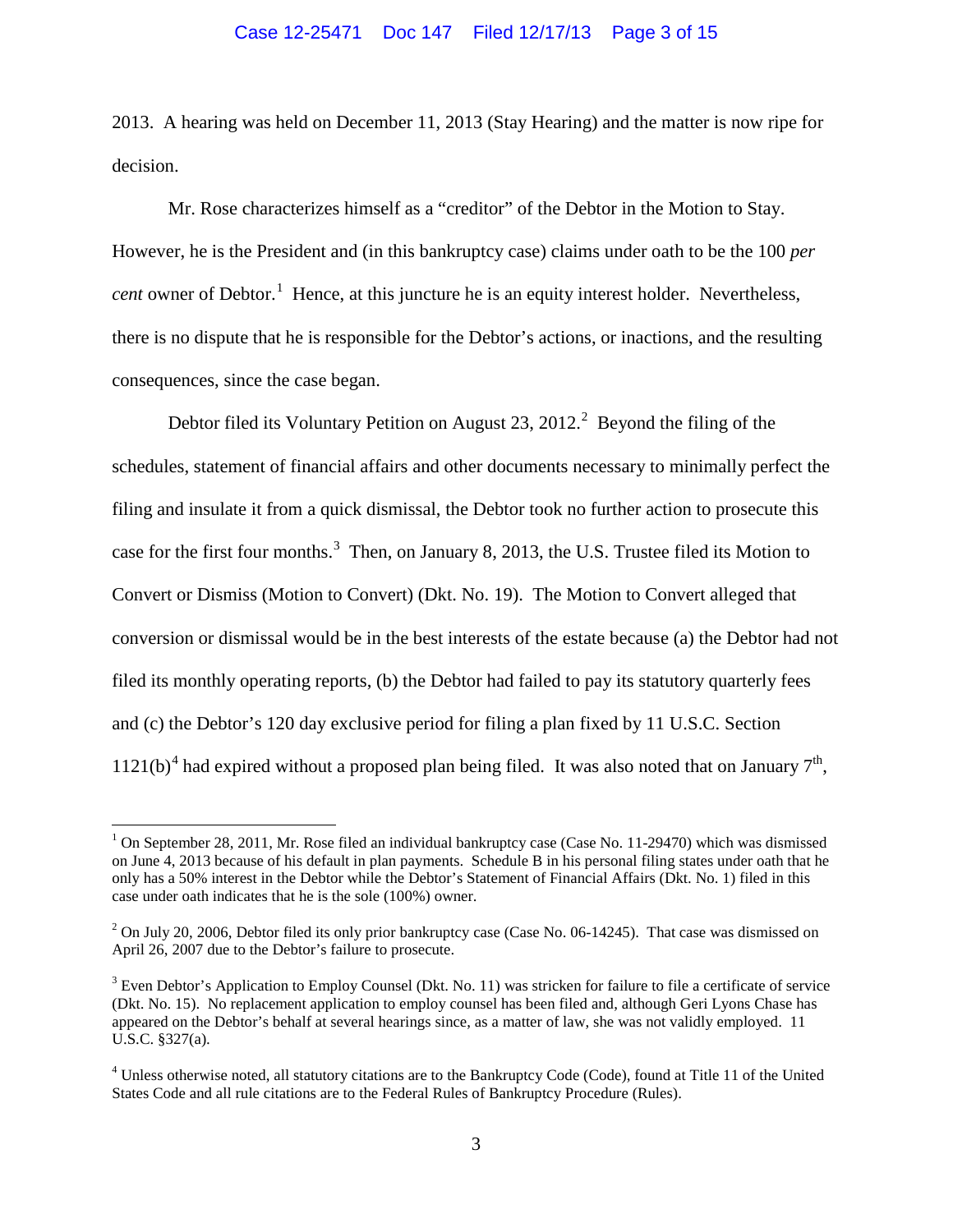2013. A hearing was held on December 11, 2013 (Stay Hearing) and the matter is now ripe for decision.

Mr. Rose characterizes himself as a "creditor" of the Debtor in the Motion to Stay. However, he is the President and (in this bankruptcy case) claims under oath to be the 100 *per cent* owner of Debtor.[1] Hence, at this juncture he is an equity interest holder. Nevertheless, there is no dispute that he is responsible for the Debtor's actions, or inactions, and the resulting consequences, since the case began.

Debtor filed its Voluntary Petition on August 23, 2012.[2] Beyond the filing of the schedules, statement of financial affairs and other documents necessary to minimally perfect the filing and insulate it from a quick dismissal, the Debtor took no further action to prosecute this case for the first four months.[3] Then, on January 8, 2013, the U.S. Trustee filed its Motion to Convert or Dismiss (Motion to Convert) (Dkt. No. 19). The Motion to Convert alleged that conversion or dismissal would be in the best interests of the estate because (a) the Debtor had not filed its monthly operating reports, (b) the Debtor had failed to pay its statutory quarterly fees and (c) the Debtor's 120 day exclusive period for filing a plan fixed by 11 U.S.C. Section 1121(b)[4] had expired without a proposed plan being filed. It was also noted that on January 7th,

---

[1] On September 28, 2011, Mr. Rose filed an individual bankruptcy case (Case No. 11-29470) which was dismissed on June 4, 2013 because of his default in plan payments. Schedule B in his personal filing states under oath that he only has a 50% interest in the Debtor while the Debtor's Statement of Financial Affairs (Dkt. No. 1) filed in this case under oath indicates that he is the sole (100%) owner.

[2] On July 20, 2006, Debtor filed its only prior bankruptcy case (Case No. 06-14245). That case was dismissed on April 26, 2007 due to the Debtor's failure to prosecute.

[3] Even Debtor's Application to Employ Counsel (Dkt. No. 11) was stricken for failure to file a certificate of service (Dkt. No. 15). No replacement application to employ counsel has been filed and, although Geri Lyons Chase has appeared on the Debtor's behalf at several hearings since, as a matter of law, she was not validly employed. 11 U.S.C. §327(a).

[4] Unless otherwise noted, all statutory citations are to the Bankruptcy Code (Code), found at Title 11 of the United States Code and all rule citations are to the Federal Rules of Bankruptcy Procedure (Rules).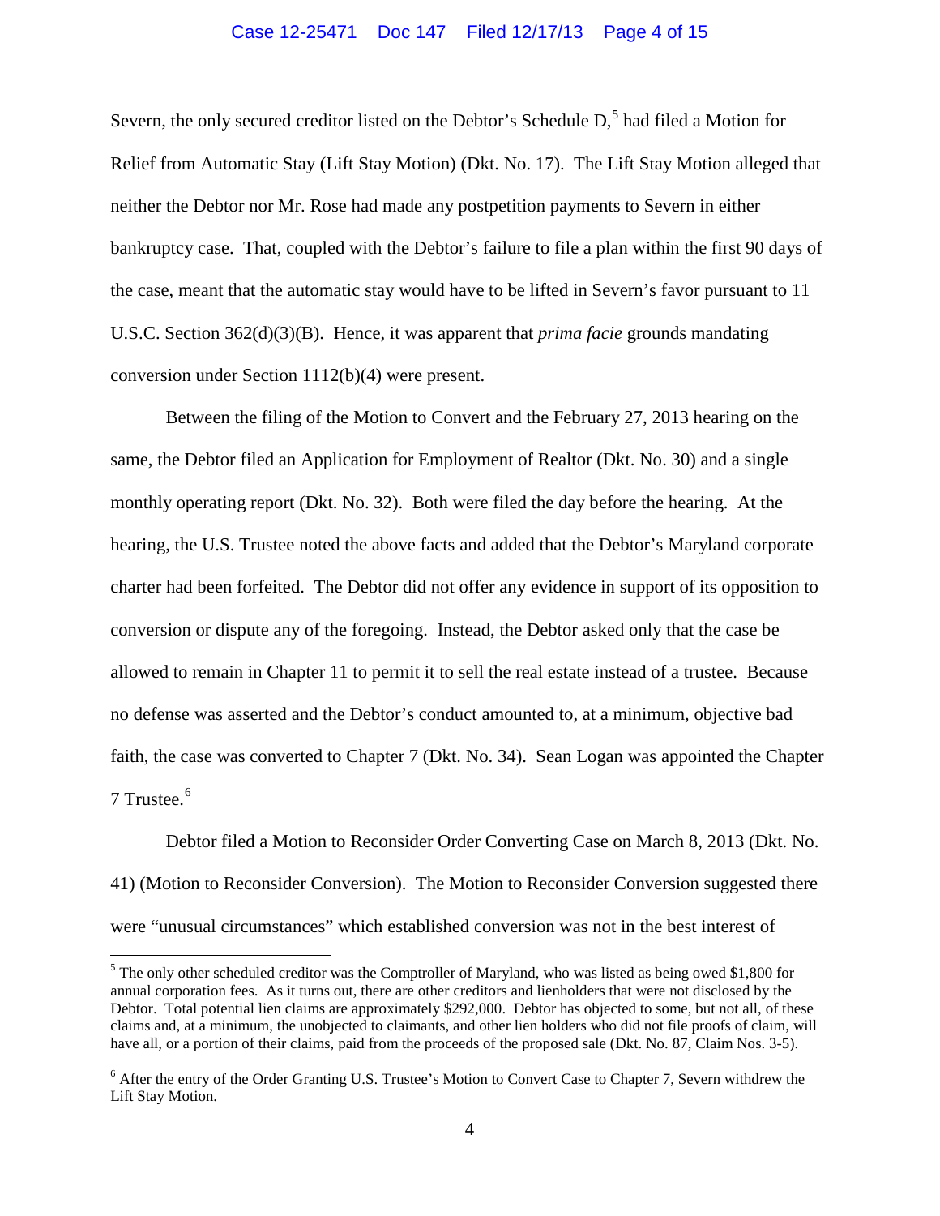Severn, the only secured creditor listed on the Debtor's Schedule D,[5] had filed a Motion for Relief from Automatic Stay (Lift Stay Motion) (Dkt. No. 17). The Lift Stay Motion alleged that neither the Debtor nor Mr. Rose had made any postpetition payments to Severn in either bankruptcy case. That, coupled with the Debtor's failure to file a plan within the first 90 days of the case, meant that the automatic stay would have to be lifted in Severn's favor pursuant to 11 U.S.C. Section 362(d)(3)(B). Hence, it was apparent that *prima facie* grounds mandating conversion under Section 1112(b)(4) were present.

Between the filing of the Motion to Convert and the February 27, 2013 hearing on the same, the Debtor filed an Application for Employment of Realtor (Dkt. No. 30) and a single monthly operating report (Dkt. No. 32). Both were filed the day before the hearing. At the hearing, the U.S. Trustee noted the above facts and added that the Debtor's Maryland corporate charter had been forfeited. The Debtor did not offer any evidence in support of its opposition to conversion or dispute any of the foregoing. Instead, the Debtor asked only that the case be allowed to remain in Chapter 11 to permit it to sell the real estate instead of a trustee. Because no defense was asserted and the Debtor's conduct amounted to, at a minimum, objective bad faith, the case was converted to Chapter 7 (Dkt. No. 34). Sean Logan was appointed the Chapter 7 Trustee.[6]

Debtor filed a Motion to Reconsider Order Converting Case on March 8, 2013 (Dkt. No. 41) (Motion to Reconsider Conversion). The Motion to Reconsider Conversion suggested there were "unusual circumstances" which established conversion was not in the best interest of

---

[5] The only other scheduled creditor was the Comptroller of Maryland, who was listed as being owed $1,800 for annual corporation fees. As it turns out, there are other creditors and lienholders that were not disclosed by the Debtor. Total potential lien claims are approximately $292,000. Debtor has objected to some, but not all, of these claims and, at a minimum, the unobjected to claimants, and other lien holders who did not file proofs of claim, will have all, or a portion of their claims, paid from the proceeds of the proposed sale (Dkt. No. 87, Claim Nos. 3-5).

[6] After the entry of the Order Granting U.S. Trustee's Motion to Convert Case to Chapter 7, Severn withdrew the Lift Stay Motion.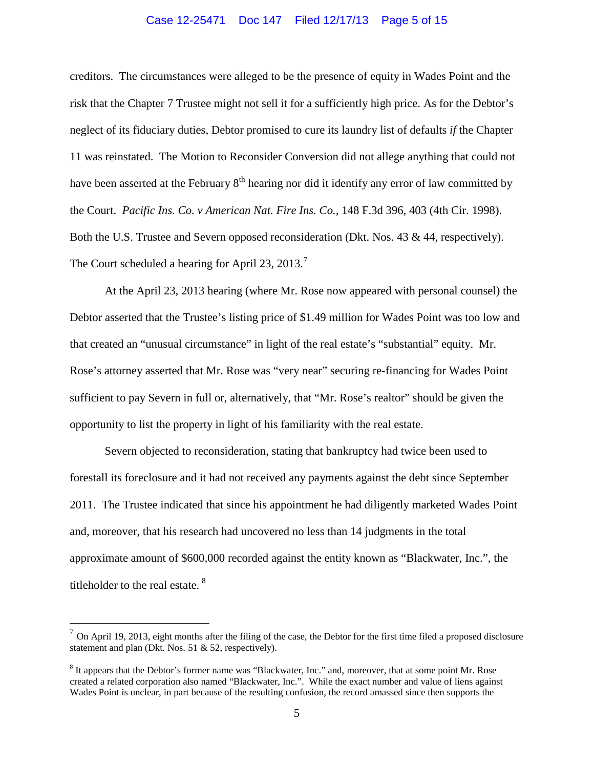creditors. The circumstances were alleged to be the presence of equity in Wades Point and the risk that the Chapter 7 Trustee might not sell it for a sufficiently high price. As for the Debtor's neglect of its fiduciary duties, Debtor promised to cure its laundry list of defaults *if* the Chapter 11 was reinstated. The Motion to Reconsider Conversion did not allege anything that could not have been asserted at the February 8th hearing nor did it identify any error of law committed by the Court. *Pacific Ins. Co. v American Nat. Fire Ins. Co.*, 148 F.3d 396, 403 (4th Cir. 1998). Both the U.S. Trustee and Severn opposed reconsideration (Dkt. Nos. 43 & 44, respectively). The Court scheduled a hearing for April 23, 2013.[7]

At the April 23, 2013 hearing (where Mr. Rose now appeared with personal counsel) the Debtor asserted that the Trustee's listing price of $1.49 million for Wades Point was too low and that created an "unusual circumstance" in light of the real estate's "substantial" equity. Mr. Rose's attorney asserted that Mr. Rose was "very near" securing re-financing for Wades Point sufficient to pay Severn in full or, alternatively, that "Mr. Rose's realtor" should be given the opportunity to list the property in light of his familiarity with the real estate.

Severn objected to reconsideration, stating that bankruptcy had twice been used to forestall its foreclosure and it had not received any payments against the debt since September 2011. The Trustee indicated that since his appointment he had diligently marketed Wades Point and, moreover, that his research had uncovered no less than 14 judgments in the total approximate amount of $600,000 recorded against the entity known as "Blackwater, Inc.", the titleholder to the real estate.[8]

---

[7] On April 19, 2013, eight months after the filing of the case, the Debtor for the first time filed a proposed disclosure statement and plan (Dkt. Nos. 51 & 52, respectively).

[8] It appears that the Debtor's former name was "Blackwater, Inc." and, moreover, that at some point Mr. Rose created a related corporation also named "Blackwater, Inc.". While the exact number and value of liens against Wades Point is unclear, in part because of the resulting confusion, the record amassed since then supports the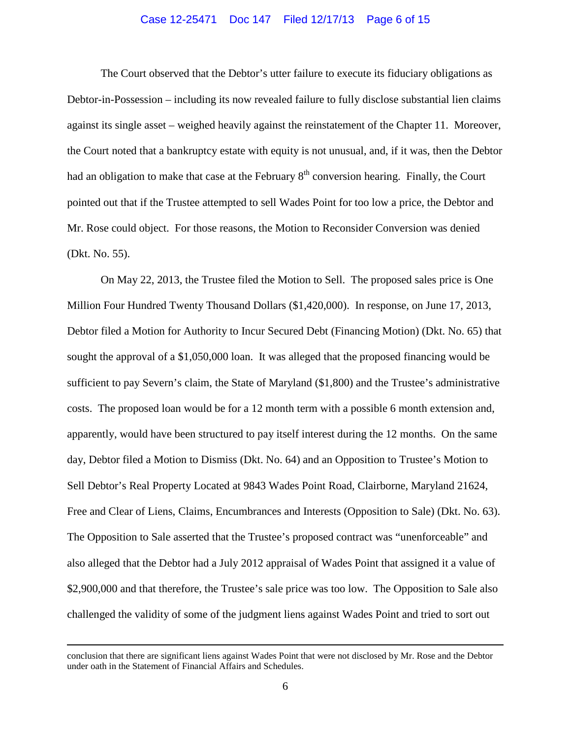The Court observed that the Debtor's utter failure to execute its fiduciary obligations as Debtor-in-Possession – including its now revealed failure to fully disclose substantial lien claims against its single asset – weighed heavily against the reinstatement of the Chapter 11. Moreover, the Court noted that a bankruptcy estate with equity is not unusual, and, if it was, then the Debtor had an obligation to make that case at the February 8th conversion hearing. Finally, the Court pointed out that if the Trustee attempted to sell Wades Point for too low a price, the Debtor and Mr. Rose could object. For those reasons, the Motion to Reconsider Conversion was denied (Dkt. No. 55).

On May 22, 2013, the Trustee filed the Motion to Sell. The proposed sales price is One Million Four Hundred Twenty Thousand Dollars ($1,420,000). In response, on June 17, 2013, Debtor filed a Motion for Authority to Incur Secured Debt (Financing Motion) (Dkt. No. 65) that sought the approval of a $1,050,000 loan. It was alleged that the proposed financing would be sufficient to pay Severn's claim, the State of Maryland ($1,800) and the Trustee's administrative costs. The proposed loan would be for a 12 month term with a possible 6 month extension and, apparently, would have been structured to pay itself interest during the 12 months. On the same day, Debtor filed a Motion to Dismiss (Dkt. No. 64) and an Opposition to Trustee's Motion to Sell Debtor's Real Property Located at 9843 Wades Point Road, Clairborne, Maryland 21624, Free and Clear of Liens, Claims, Encumbrances and Interests (Opposition to Sale) (Dkt. No. 63). The Opposition to Sale asserted that the Trustee's proposed contract was "unenforceable" and also alleged that the Debtor had a July 2012 appraisal of Wades Point that assigned it a value of $2,900,000 and that therefore, the Trustee's sale price was too low. The Opposition to Sale also challenged the validity of some of the judgment liens against Wades Point and tried to sort out

---

conclusion that there are significant liens against Wades Point that were not disclosed by Mr. Rose and the Debtor under oath in the Statement of Financial Affairs and Schedules.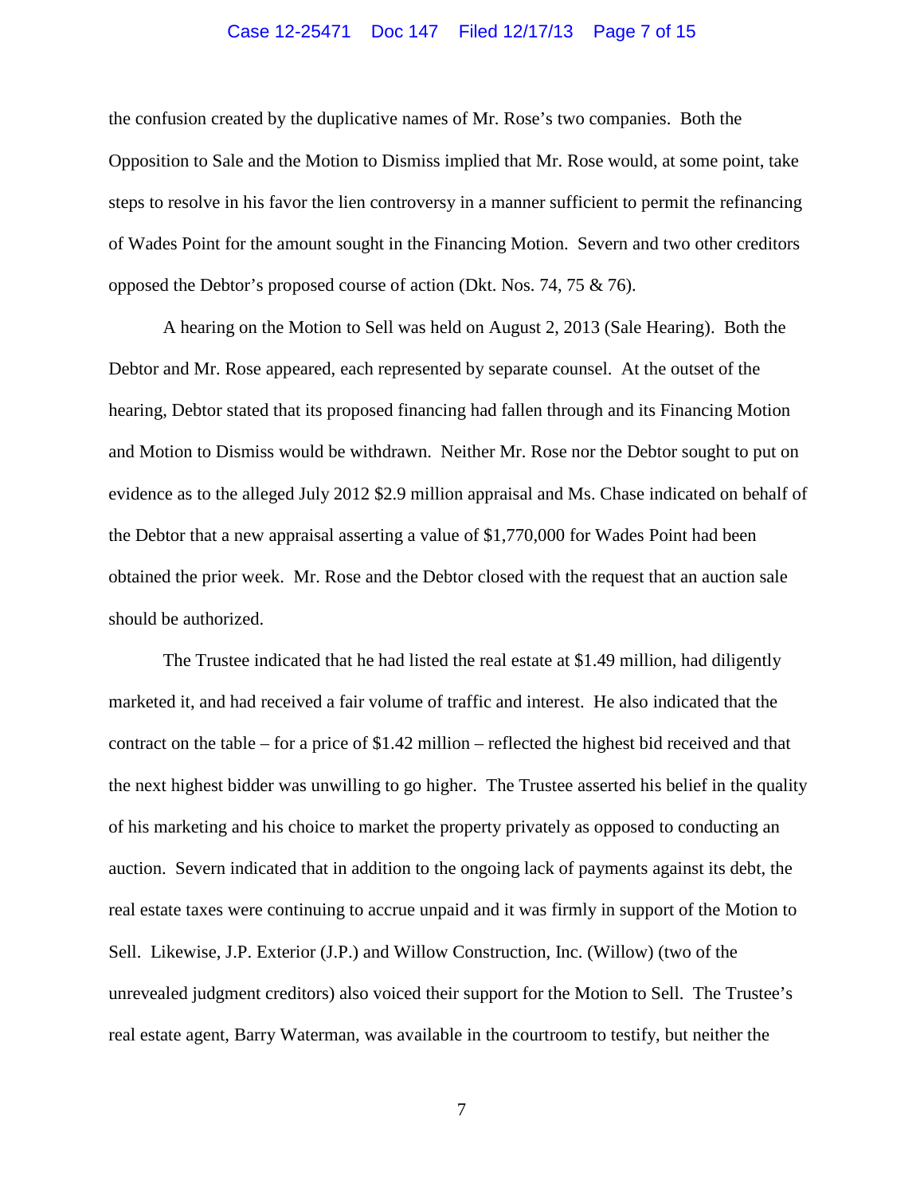the confusion created by the duplicative names of Mr. Rose's two companies. Both the Opposition to Sale and the Motion to Dismiss implied that Mr. Rose would, at some point, take steps to resolve in his favor the lien controversy in a manner sufficient to permit the refinancing of Wades Point for the amount sought in the Financing Motion. Severn and two other creditors opposed the Debtor's proposed course of action (Dkt. Nos. 74, 75 & 76).

A hearing on the Motion to Sell was held on August 2, 2013 (Sale Hearing). Both the Debtor and Mr. Rose appeared, each represented by separate counsel. At the outset of the hearing, Debtor stated that its proposed financing had fallen through and its Financing Motion and Motion to Dismiss would be withdrawn. Neither Mr. Rose nor the Debtor sought to put on evidence as to the alleged July 2012 $2.9 million appraisal and Ms. Chase indicated on behalf of the Debtor that a new appraisal asserting a value of $1,770,000 for Wades Point had been obtained the prior week. Mr. Rose and the Debtor closed with the request that an auction sale should be authorized.

The Trustee indicated that he had listed the real estate at $1.49 million, had diligently marketed it, and had received a fair volume of traffic and interest. He also indicated that the contract on the table – for a price of $1.42 million – reflected the highest bid received and that the next highest bidder was unwilling to go higher. The Trustee asserted his belief in the quality of his marketing and his choice to market the property privately as opposed to conducting an auction. Severn indicated that in addition to the ongoing lack of payments against its debt, the real estate taxes were continuing to accrue unpaid and it was firmly in support of the Motion to Sell. Likewise, J.P. Exterior (J.P.) and Willow Construction, Inc. (Willow) (two of the unrevealed judgment creditors) also voiced their support for the Motion to Sell. The Trustee's real estate agent, Barry Waterman, was available in the courtroom to testify, but neither the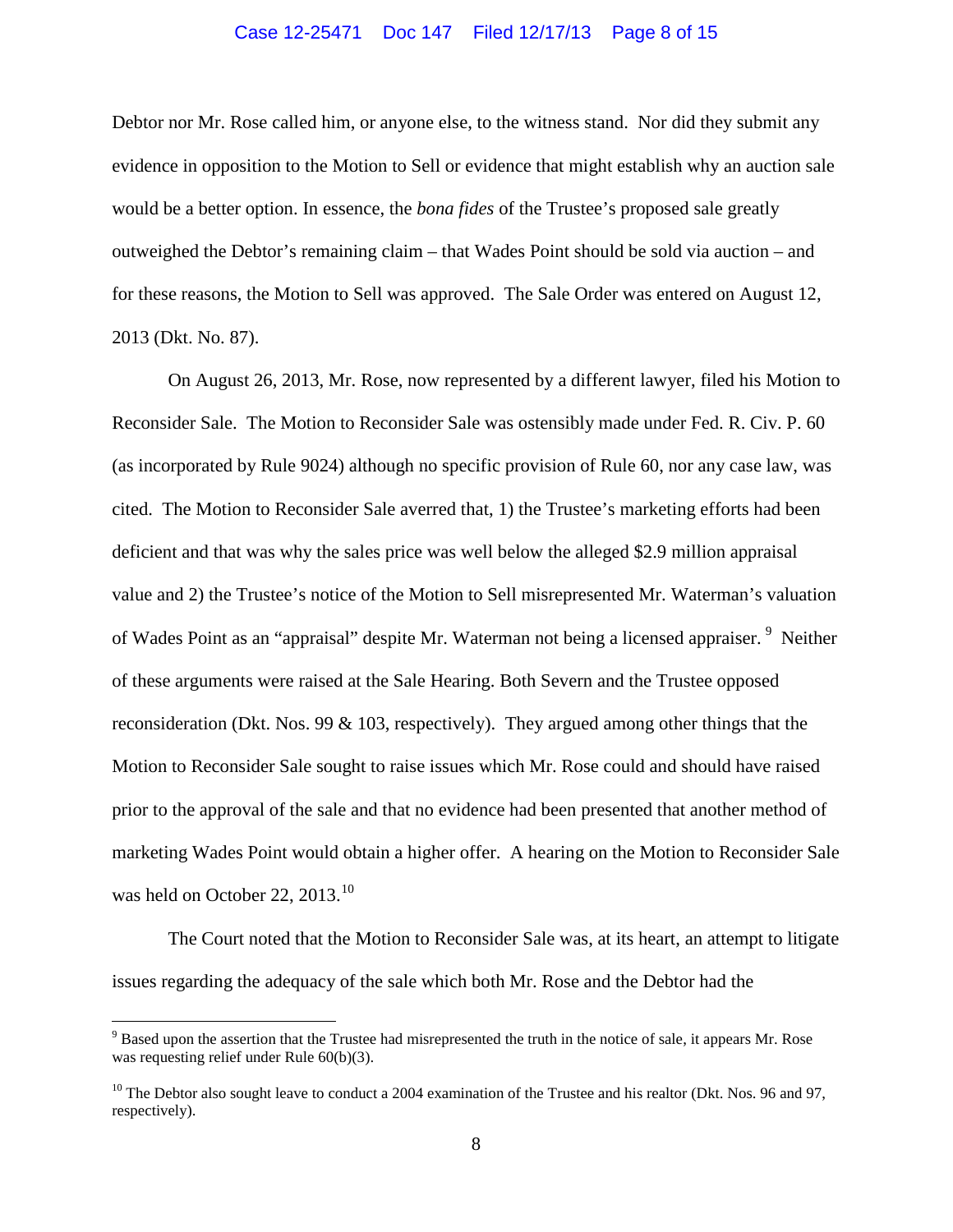Debtor nor Mr. Rose called him, or anyone else, to the witness stand. Nor did they submit any evidence in opposition to the Motion to Sell or evidence that might establish why an auction sale would be a better option. In essence, the *bona fides* of the Trustee's proposed sale greatly outweighed the Debtor's remaining claim – that Wades Point should be sold via auction – and for these reasons, the Motion to Sell was approved. The Sale Order was entered on August 12, 2013 (Dkt. No. 87).

On August 26, 2013, Mr. Rose, now represented by a different lawyer, filed his Motion to Reconsider Sale. The Motion to Reconsider Sale was ostensibly made under Fed. R. Civ. P. 60 (as incorporated by Rule 9024) although no specific provision of Rule 60, nor any case law, was cited. The Motion to Reconsider Sale averred that, 1) the Trustee's marketing efforts had been deficient and that was why the sales price was well below the alleged \$2.9 million appraisal value and 2) the Trustee's notice of the Motion to Sell misrepresented Mr. Waterman's valuation of Wades Point as an "appraisal" despite Mr. Waterman not being a licensed appraiser.[9] Neither of these arguments were raised at the Sale Hearing. Both Severn and the Trustee opposed reconsideration (Dkt. Nos. 99 & 103, respectively). They argued among other things that the Motion to Reconsider Sale sought to raise issues which Mr. Rose could and should have raised prior to the approval of the sale and that no evidence had been presented that another method of marketing Wades Point would obtain a higher offer. A hearing on the Motion to Reconsider Sale was held on October 22, 2013.[10]

The Court noted that the Motion to Reconsider Sale was, at its heart, an attempt to litigate issues regarding the adequacy of the sale which both Mr. Rose and the Debtor had the

---

[9] Based upon the assertion that the Trustee had misrepresented the truth in the notice of sale, it appears Mr. Rose was requesting relief under Rule 60(b)(3).

[10] The Debtor also sought leave to conduct a 2004 examination of the Trustee and his realtor (Dkt. Nos. 96 and 97, respectively).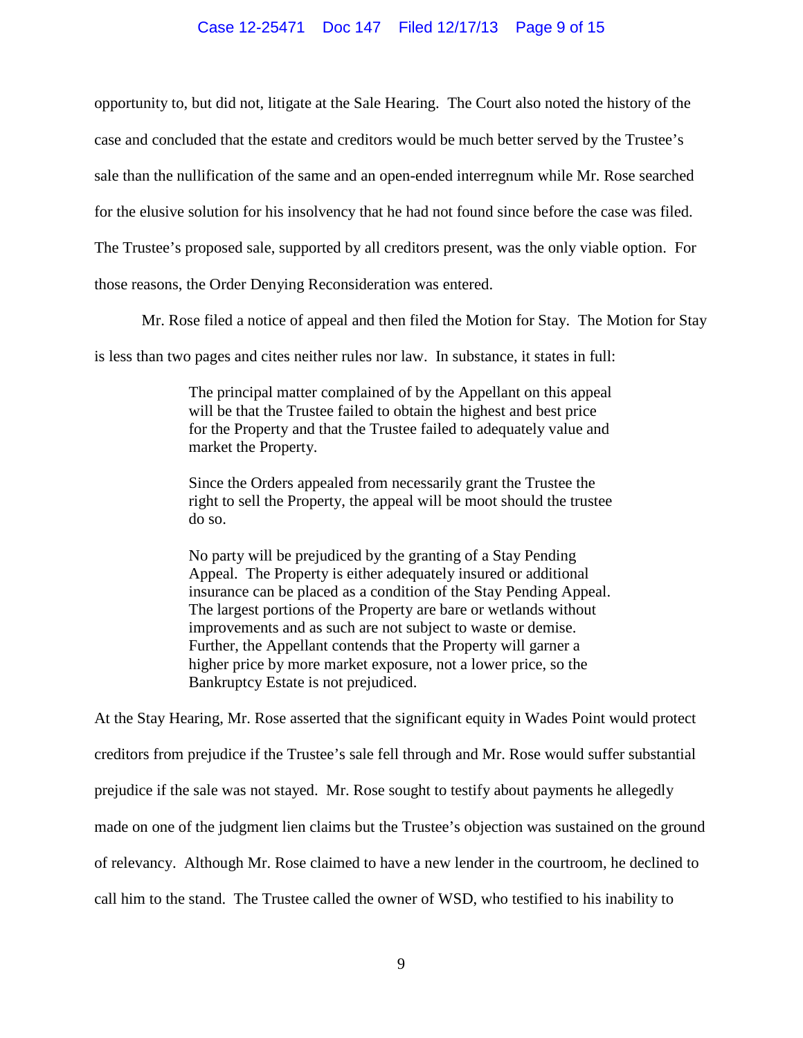opportunity to, but did not, litigate at the Sale Hearing. The Court also noted the history of the case and concluded that the estate and creditors would be much better served by the Trustee's sale than the nullification of the same and an open-ended interregnum while Mr. Rose searched for the elusive solution for his insolvency that he had not found since before the case was filed. The Trustee's proposed sale, supported by all creditors present, was the only viable option. For those reasons, the Order Denying Reconsideration was entered.

Mr. Rose filed a notice of appeal and then filed the Motion for Stay. The Motion for Stay is less than two pages and cites neither rules nor law. In substance, it states in full:

> The principal matter complained of by the Appellant on this appeal will be that the Trustee failed to obtain the highest and best price for the Property and that the Trustee failed to adequately value and market the Property.
>
> Since the Orders appealed from necessarily grant the Trustee the right to sell the Property, the appeal will be moot should the trustee do so.
>
> No party will be prejudiced by the granting of a Stay Pending Appeal. The Property is either adequately insured or additional insurance can be placed as a condition of the Stay Pending Appeal. The largest portions of the Property are bare or wetlands without improvements and as such are not subject to waste or demise. Further, the Appellant contends that the Property will garner a higher price by more market exposure, not a lower price, so the Bankruptcy Estate is not prejudiced.

At the Stay Hearing, Mr. Rose asserted that the significant equity in Wades Point would protect creditors from prejudice if the Trustee's sale fell through and Mr. Rose would suffer substantial prejudice if the sale was not stayed. Mr. Rose sought to testify about payments he allegedly made on one of the judgment lien claims but the Trustee's objection was sustained on the ground of relevancy. Although Mr. Rose claimed to have a new lender in the courtroom, he declined to call him to the stand. The Trustee called the owner of WSD, who testified to his inability to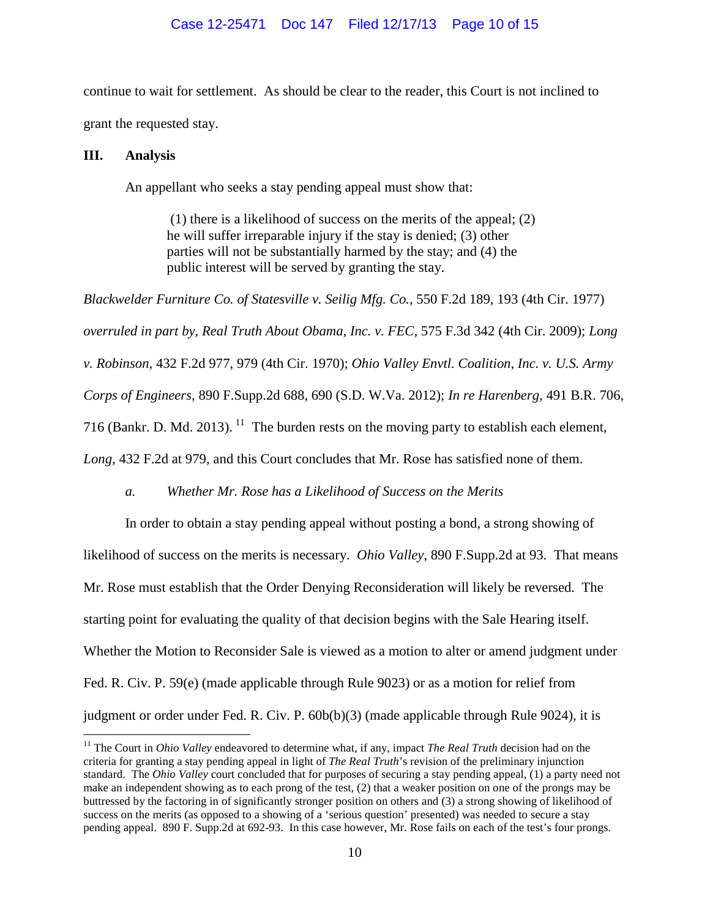continue to wait for settlement. As should be clear to the reader, this Court is not inclined to grant the requested stay.

## III. Analysis

An appellant who seeks a stay pending appeal must show that:

> (1) there is a likelihood of success on the merits of the appeal; (2) he will suffer irreparable injury if the stay is denied; (3) other parties will not be substantially harmed by the stay; and (4) the public interest will be served by granting the stay.

*Blackwelder Furniture Co. of Statesville v. Seilig Mfg. Co.,* 550 F.2d 189, 193 (4th Cir. 1977) *overruled in part by, Real Truth About Obama, Inc. v. FEC,* 575 F.3d 342 (4th Cir. 2009); *Long v. Robinson*, 432 F.2d 977, 979 (4th Cir. 1970); *Ohio Valley Envtl. Coalition, Inc. v. U.S. Army Corps of Engineers,* 890 F.Supp.2d 688, 690 (S.D. W.Va. 2012); *In re Harenberg*, 491 B.R. 706, 716 (Bankr. D. Md. 2013).[11] The burden rests on the moving party to establish each element, *Long,* 432 F.2d at 979, and this Court concludes that Mr. Rose has satisfied none of them.

### *a. Whether Mr. Rose has a Likelihood of Success on the Merits*

In order to obtain a stay pending appeal without posting a bond, a strong showing of likelihood of success on the merits is necessary. *Ohio Valley,* 890 F.Supp.2d at 93. That means Mr. Rose must establish that the Order Denying Reconsideration will likely be reversed. The starting point for evaluating the quality of that decision begins with the Sale Hearing itself. Whether the Motion to Reconsider Sale is viewed as a motion to alter or amend judgment under Fed. R. Civ. P. 59(e) (made applicable through Rule 9023) or as a motion for relief from judgment or order under Fed. R. Civ. P. 60b(b)(3) (made applicable through Rule 9024), it is

---

[11] The Court in *Ohio Valley* endeavored to determine what, if any, impact *The Real Truth* decision had on the criteria for granting a stay pending appeal in light of *The Real Truth*'s revision of the preliminary injunction standard. The *Ohio Valley* court concluded that for purposes of securing a stay pending appeal, (1) a party need not make an independent showing as to each prong of the test, (2) that a weaker position on one of the prongs may be buttressed by the factoring in of significantly stronger position on others and (3) a strong showing of likelihood of success on the merits (as opposed to a showing of a 'serious question' presented) was needed to secure a stay pending appeal. 890 F. Supp.2d at 692-93. In this case however, Mr. Rose fails on each of the test's four prongs.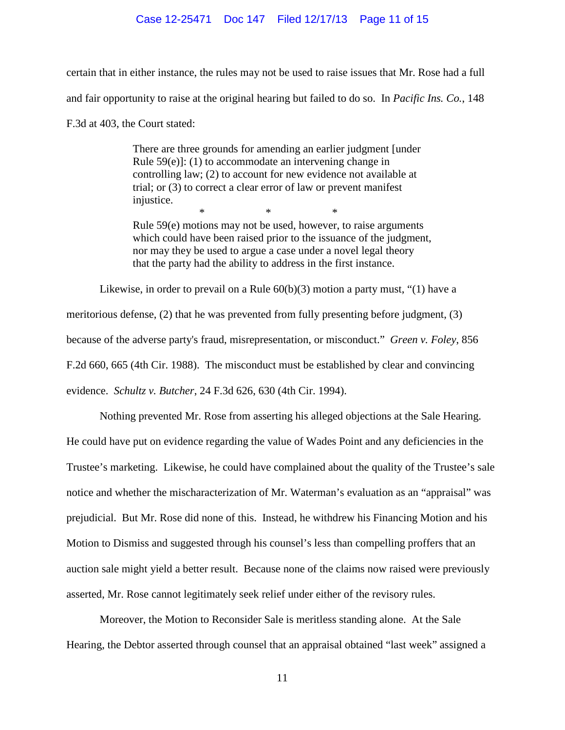certain that in either instance, the rules may not be used to raise issues that Mr. Rose had a full and fair opportunity to raise at the original hearing but failed to do so. In *Pacific Ins. Co.*, 148 F.3d at 403, the Court stated:

> There are three grounds for amending an earlier judgment [under Rule 59(e)]: (1) to accommodate an intervening change in controlling law; (2) to account for new evidence not available at trial; or (3) to correct a clear error of law or prevent manifest injustice.
>
> \* \* \*
>
> Rule 59(e) motions may not be used, however, to raise arguments which could have been raised prior to the issuance of the judgment, nor may they be used to argue a case under a novel legal theory that the party had the ability to address in the first instance.

Likewise, in order to prevail on a Rule 60(b)(3) motion a party must, "(1) have a meritorious defense, (2) that he was prevented from fully presenting before judgment, (3) because of the adverse party's fraud, misrepresentation, or misconduct." *Green v. Foley*, 856 F.2d 660, 665 (4th Cir. 1988). The misconduct must be established by clear and convincing evidence. *Schultz v. Butcher*, 24 F.3d 626, 630 (4th Cir. 1994).

Nothing prevented Mr. Rose from asserting his alleged objections at the Sale Hearing. He could have put on evidence regarding the value of Wades Point and any deficiencies in the Trustee's marketing. Likewise, he could have complained about the quality of the Trustee's sale notice and whether the mischaracterization of Mr. Waterman's evaluation as an "appraisal" was prejudicial. But Mr. Rose did none of this. Instead, he withdrew his Financing Motion and his Motion to Dismiss and suggested through his counsel's less than compelling proffers that an auction sale might yield a better result. Because none of the claims now raised were previously asserted, Mr. Rose cannot legitimately seek relief under either of the revisory rules.

Moreover, the Motion to Reconsider Sale is meritless standing alone. At the Sale Hearing, the Debtor asserted through counsel that an appraisal obtained "last week" assigned a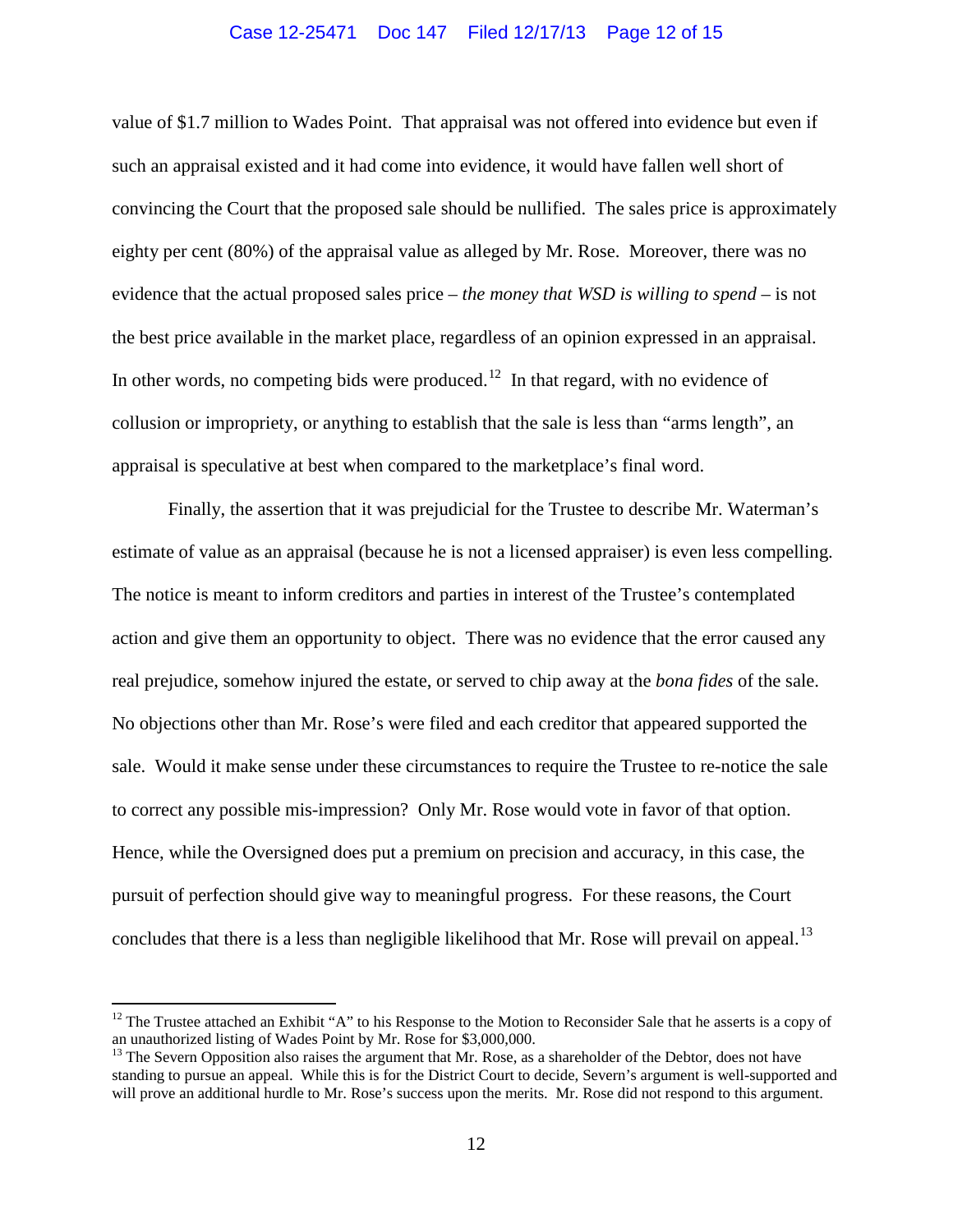value of $1.7 million to Wades Point. That appraisal was not offered into evidence but even if such an appraisal existed and it had come into evidence, it would have fallen well short of convincing the Court that the proposed sale should be nullified. The sales price is approximately eighty per cent (80%) of the appraisal value as alleged by Mr. Rose. Moreover, there was no evidence that the actual proposed sales price – *the money that WSD is willing to spend* – is not the best price available in the market place, regardless of an opinion expressed in an appraisal. In other words, no competing bids were produced.[12] In that regard, with no evidence of collusion or impropriety, or anything to establish that the sale is less than "arms length", an appraisal is speculative at best when compared to the marketplace's final word.

Finally, the assertion that it was prejudicial for the Trustee to describe Mr. Waterman's estimate of value as an appraisal (because he is not a licensed appraiser) is even less compelling. The notice is meant to inform creditors and parties in interest of the Trustee's contemplated action and give them an opportunity to object. There was no evidence that the error caused any real prejudice, somehow injured the estate, or served to chip away at the *bona fides* of the sale. No objections other than Mr. Rose's were filed and each creditor that appeared supported the sale. Would it make sense under these circumstances to require the Trustee to re-notice the sale to correct any possible mis-impression? Only Mr. Rose would vote in favor of that option. Hence, while the Oversigned does put a premium on precision and accuracy, in this case, the pursuit of perfection should give way to meaningful progress. For these reasons, the Court concludes that there is a less than negligible likelihood that Mr. Rose will prevail on appeal.[13]

---

[12] The Trustee attached an Exhibit "A" to his Response to the Motion to Reconsider Sale that he asserts is a copy of an unauthorized listing of Wades Point by Mr. Rose for $3,000,000.

[13] The Severn Opposition also raises the argument that Mr. Rose, as a shareholder of the Debtor, does not have standing to pursue an appeal. While this is for the District Court to decide, Severn's argument is well-supported and will prove an additional hurdle to Mr. Rose's success upon the merits. Mr. Rose did not respond to this argument.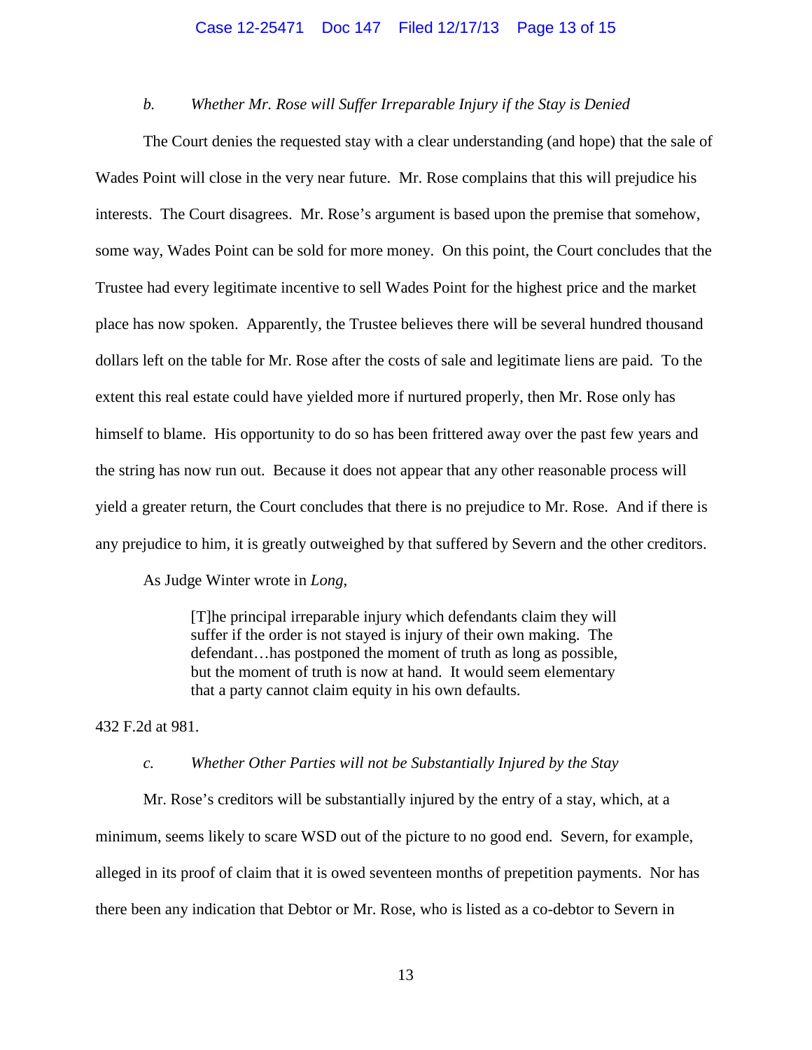*b. Whether Mr. Rose will Suffer Irreparable Injury if the Stay is Denied*

The Court denies the requested stay with a clear understanding (and hope) that the sale of Wades Point will close in the very near future. Mr. Rose complains that this will prejudice his interests. The Court disagrees. Mr. Rose's argument is based upon the premise that somehow, some way, Wades Point can be sold for more money. On this point, the Court concludes that the Trustee had every legitimate incentive to sell Wades Point for the highest price and the market place has now spoken. Apparently, the Trustee believes there will be several hundred thousand dollars left on the table for Mr. Rose after the costs of sale and legitimate liens are paid. To the extent this real estate could have yielded more if nurtured properly, then Mr. Rose only has himself to blame. His opportunity to do so has been frittered away over the past few years and the string has now run out. Because it does not appear that any other reasonable process will yield a greater return, the Court concludes that there is no prejudice to Mr. Rose. And if there is any prejudice to him, it is greatly outweighed by that suffered by Severn and the other creditors.

As Judge Winter wrote in *Long*,

> [T]he principal irreparable injury which defendants claim they will suffer if the order is not stayed is injury of their own making. The defendant…has postponed the moment of truth as long as possible, but the moment of truth is now at hand. It would seem elementary that a party cannot claim equity in his own defaults.

432 F.2d at 981.

*c. Whether Other Parties will not be Substantially Injured by the Stay*

Mr. Rose's creditors will be substantially injured by the entry of a stay, which, at a minimum, seems likely to scare WSD out of the picture to no good end. Severn, for example, alleged in its proof of claim that it is owed seventeen months of prepetition payments. Nor has there been any indication that Debtor or Mr. Rose, who is listed as a co-debtor to Severn in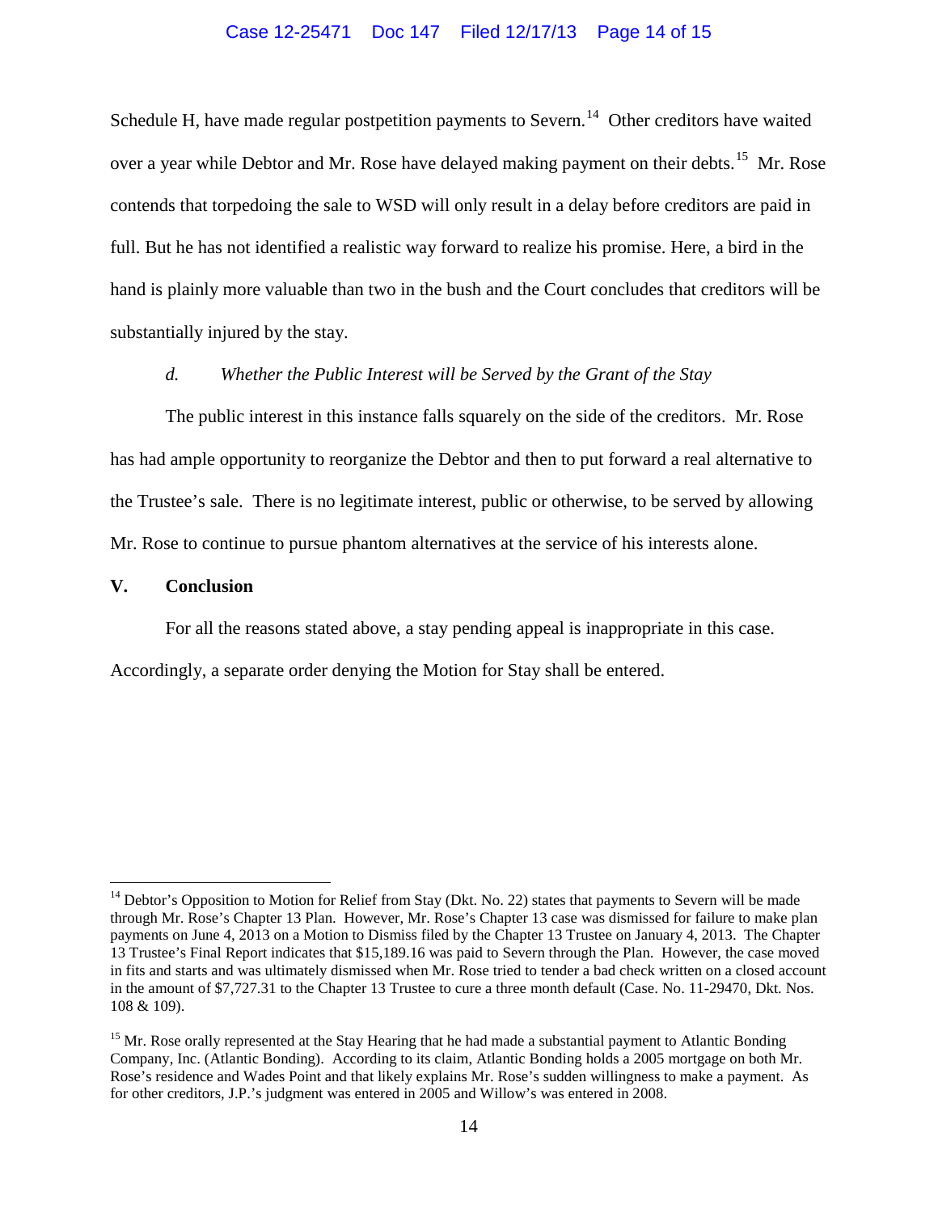Schedule H, have made regular postpetition payments to Severn.[14] Other creditors have waited over a year while Debtor and Mr. Rose have delayed making payment on their debts.[15] Mr. Rose contends that torpedoing the sale to WSD will only result in a delay before creditors are paid in full. But he has not identified a realistic way forward to realize his promise. Here, a bird in the hand is plainly more valuable than two in the bush and the Court concludes that creditors will be substantially injured by the stay.

*d. Whether the Public Interest will be Served by the Grant of the Stay*

The public interest in this instance falls squarely on the side of the creditors. Mr. Rose has had ample opportunity to reorganize the Debtor and then to put forward a real alternative to the Trustee's sale. There is no legitimate interest, public or otherwise, to be served by allowing Mr. Rose to continue to pursue phantom alternatives at the service of his interests alone.

## V. Conclusion

For all the reasons stated above, a stay pending appeal is inappropriate in this case. Accordingly, a separate order denying the Motion for Stay shall be entered.

---

[14] Debtor's Opposition to Motion for Relief from Stay (Dkt. No. 22) states that payments to Severn will be made through Mr. Rose's Chapter 13 Plan. However, Mr. Rose's Chapter 13 case was dismissed for failure to make plan payments on June 4, 2013 on a Motion to Dismiss filed by the Chapter 13 Trustee on January 4, 2013. The Chapter 13 Trustee's Final Report indicates that $15,189.16 was paid to Severn through the Plan. However, the case moved in fits and starts and was ultimately dismissed when Mr. Rose tried to tender a bad check written on a closed account in the amount of $7,727.31 to the Chapter 13 Trustee to cure a three month default (Case. No. 11-29470, Dkt. Nos. 108 & 109).

[15] Mr. Rose orally represented at the Stay Hearing that he had made a substantial payment to Atlantic Bonding Company, Inc. (Atlantic Bonding). According to its claim, Atlantic Bonding holds a 2005 mortgage on both Mr. Rose's residence and Wades Point and that likely explains Mr. Rose's sudden willingness to make a payment. As for other creditors, J.P.'s judgment was entered in 2005 and Willow's was entered in 2008.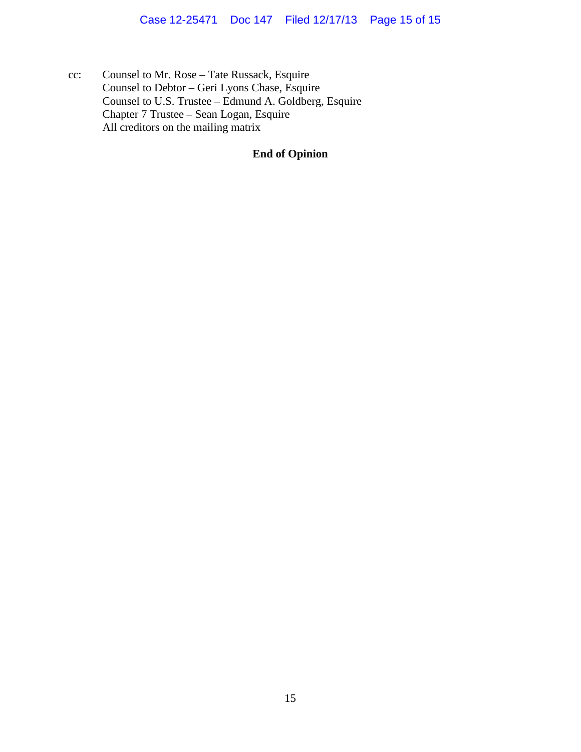cc: Counsel to Mr. Rose – Tate Russack, Esquire
Counsel to Debtor – Geri Lyons Chase, Esquire
Counsel to U.S. Trustee – Edmund A. Goldberg, Esquire
Chapter 7 Trustee – Sean Logan, Esquire
All creditors on the mailing matrix

**End of Opinion**